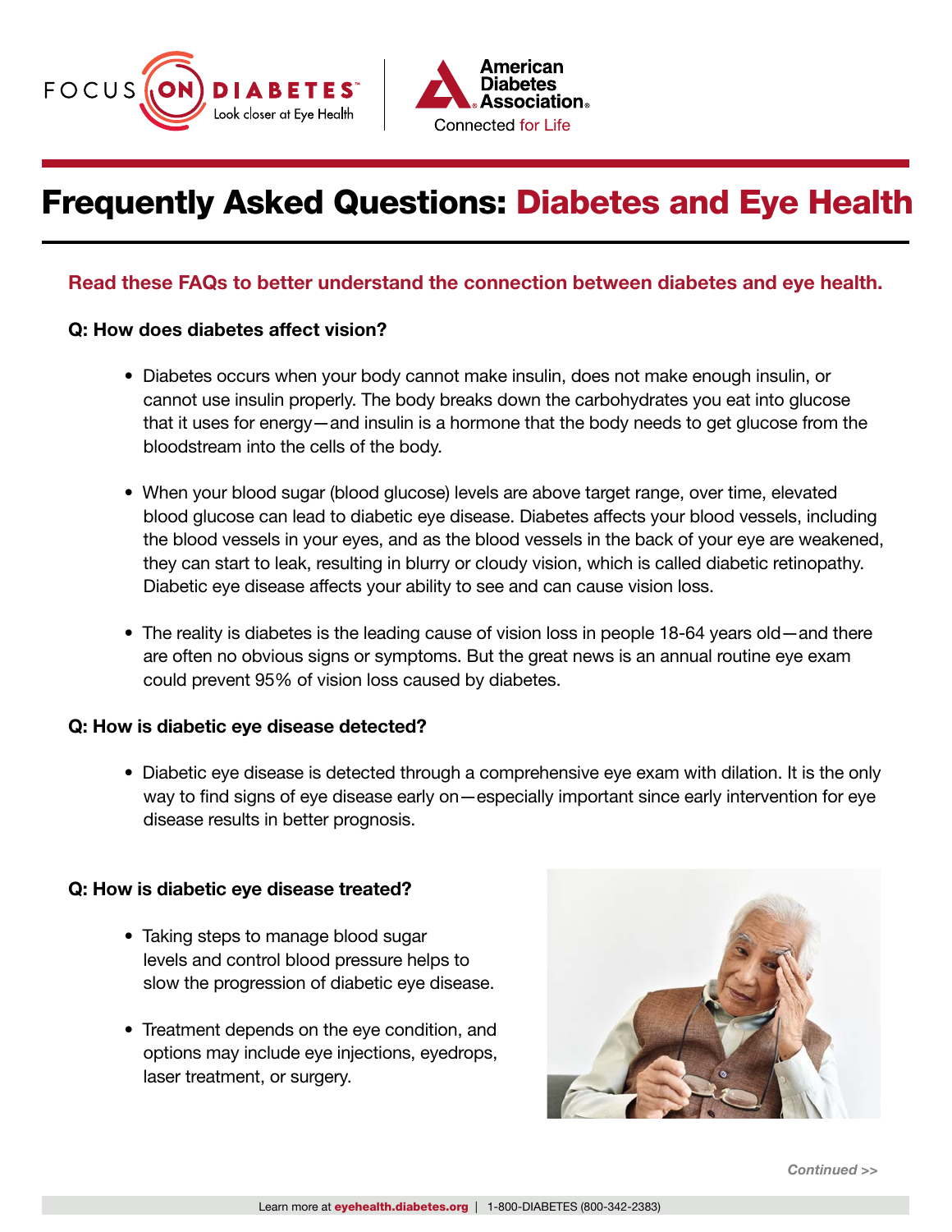# Frequently Asked Questions: Diabetes and Eye Health

**Read these FAQs to better understand the connection between diabetes and eye health.**

**Q: How does diabetes affect vision?**

- Diabetes occurs when your body cannot make insulin, does not make enough insulin, or cannot use insulin properly. The body breaks down the carbohydrates you eat into glucose that it uses for energy—and insulin is a hormone that the body needs to get glucose from the bloodstream into the cells of the body.
- When your blood sugar (blood glucose) levels are above target range, over time, elevated blood glucose can lead to diabetic eye disease. Diabetes affects your blood vessels, including the blood vessels in your eyes, and as the blood vessels in the back of your eye are weakened, they can start to leak, resulting in blurry or cloudy vision, which is called diabetic retinopathy. Diabetic eye disease affects your ability to see and can cause vision loss.
- The reality is diabetes is the leading cause of vision loss in people 18-64 years old—and there are often no obvious signs or symptoms. But the great news is an annual routine eye exam could prevent 95% of vision loss caused by diabetes.

**Q: How is diabetic eye disease detected?**

- Diabetic eye disease is detected through a comprehensive eye exam with dilation. It is the only way to find signs of eye disease early on—especially important since early intervention for eye disease results in better prognosis.

**Q: How is diabetic eye disease treated?**

- Taking steps to manage blood sugar levels and control blood pressure helps to slow the progression of diabetic eye disease.
- Treatment depends on the eye condition, and options may include eye injections, eyedrops, laser treatment, or surgery.

*Continued >>*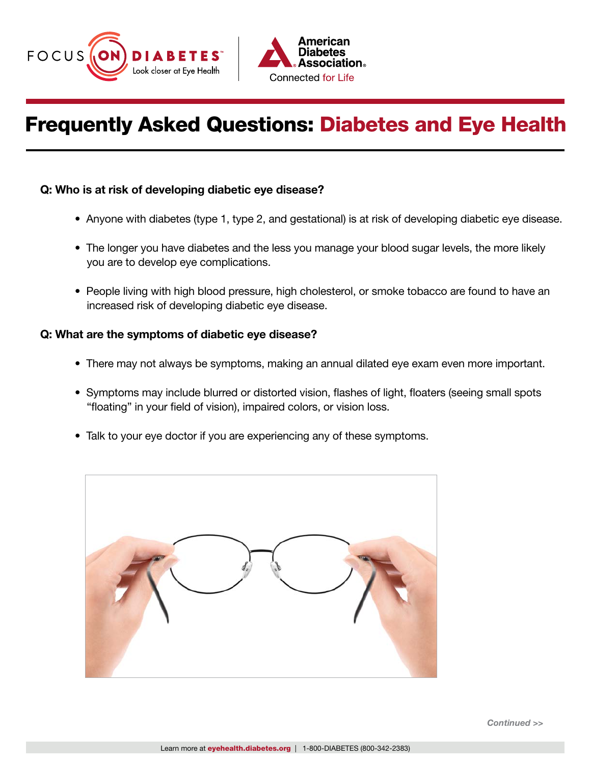# Frequently Asked Questions: Diabetes and Eye Health

**Q: Who is at risk of developing diabetic eye disease?**

- Anyone with diabetes (type 1, type 2, and gestational) is at risk of developing diabetic eye disease.
- The longer you have diabetes and the less you manage your blood sugar levels, the more likely you are to develop eye complications.
- People living with high blood pressure, high cholesterol, or smoke tobacco are found to have an increased risk of developing diabetic eye disease.

**Q: What are the symptoms of diabetic eye disease?**

- There may not always be symptoms, making an annual dilated eye exam even more important.
- Symptoms may include blurred or distorted vision, flashes of light, floaters (seeing small spots "floating" in your field of vision), impaired colors, or vision loss.
- Talk to your eye doctor if you are experiencing any of these symptoms.

*Continued >>*

Learn more at **eyehealth.diabetes.org** | 1-800-DIABETES (800-342-2383)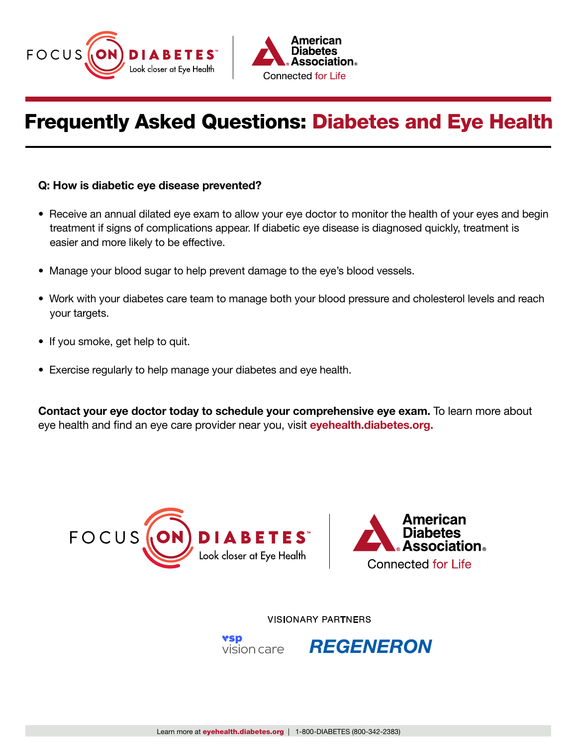# Frequently Asked Questions: Diabetes and Eye Health

**Q: How is diabetic eye disease prevented?**

- Receive an annual dilated eye exam to allow your eye doctor to monitor the health of your eyes and begin treatment if signs of complications appear. If diabetic eye disease is diagnosed quickly, treatment is easier and more likely to be effective.
- Manage your blood sugar to help prevent damage to the eye's blood vessels.
- Work with your diabetes care team to manage both your blood pressure and cholesterol levels and reach your targets.
- If you smoke, get help to quit.
- Exercise regularly to help manage your diabetes and eye health.

**Contact your eye doctor today to schedule your comprehensive eye exam.** To learn more about eye health and find an eye care provider near you, visit **eyehealth.diabetes.org.**

FOCUS ON DIABETES™ Look closer at Eye Health

American Diabetes Association® Connected for Life

VISIONARY PARTNERS

vsp vision care

REGENERON

Learn more at **eyehealth.diabetes.org** | 1-800-DIABETES (800-342-2383)